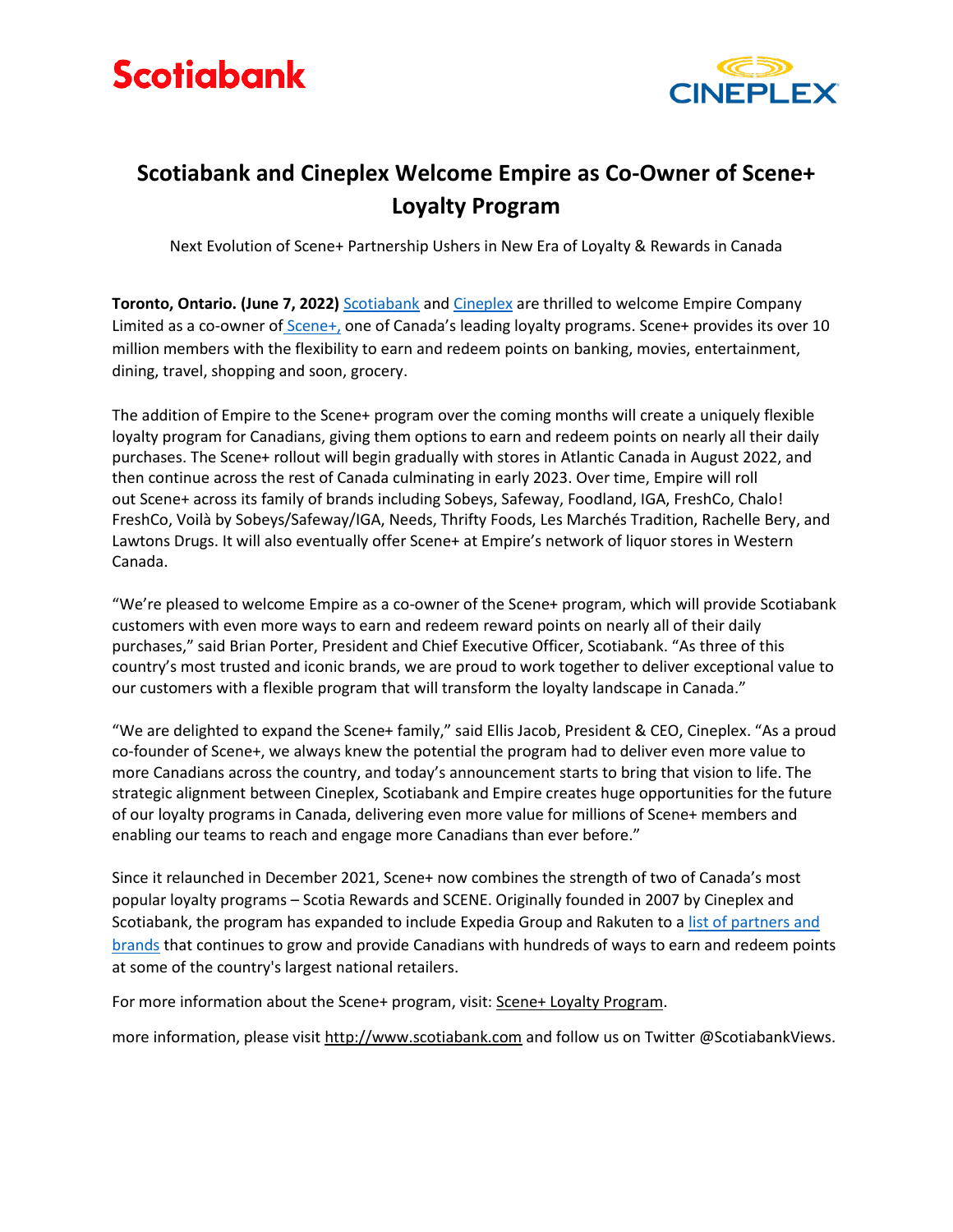Scotiabank

CINEPLEX

# Scotiabank and Cineplex Welcome Empire as Co-Owner of Scene+ Loyalty Program

Next Evolution of Scene+ Partnership Ushers in New Era of Loyalty & Rewards in Canada

**Toronto, Ontario. (June 7, 2022)** Scotiabank and Cineplex are thrilled to welcome Empire Company Limited as a co-owner of Scene+, one of Canada's leading loyalty programs. Scene+ provides its over 10 million members with the flexibility to earn and redeem points on banking, movies, entertainment, dining, travel, shopping and soon, grocery.

The addition of Empire to the Scene+ program over the coming months will create a uniquely flexible loyalty program for Canadians, giving them options to earn and redeem points on nearly all their daily purchases. The Scene+ rollout will begin gradually with stores in Atlantic Canada in August 2022, and then continue across the rest of Canada culminating in early 2023. Over time, Empire will roll out Scene+ across its family of brands including Sobeys, Safeway, Foodland, IGA, FreshCo, Chalo! FreshCo, Voilà by Sobeys/Safeway/IGA, Needs, Thrifty Foods, Les Marchés Tradition, Rachelle Bery, and Lawtons Drugs. It will also eventually offer Scene+ at Empire's network of liquor stores in Western Canada.

"We're pleased to welcome Empire as a co-owner of the Scene+ program, which will provide Scotiabank customers with even more ways to earn and redeem reward points on nearly all of their daily purchases," said Brian Porter, President and Chief Executive Officer, Scotiabank. "As three of this country's most trusted and iconic brands, we are proud to work together to deliver exceptional value to our customers with a flexible program that will transform the loyalty landscape in Canada."

"We are delighted to expand the Scene+ family," said Ellis Jacob, President & CEO, Cineplex. "As a proud co-founder of Scene+, we always knew the potential the program had to deliver even more value to more Canadians across the country, and today's announcement starts to bring that vision to life. The strategic alignment between Cineplex, Scotiabank and Empire creates huge opportunities for the future of our loyalty programs in Canada, delivering even more value for millions of Scene+ members and enabling our teams to reach and engage more Canadians than ever before."

Since it relaunched in December 2021, Scene+ now combines the strength of two of Canada's most popular loyalty programs – Scotia Rewards and SCENE. Originally founded in 2007 by Cineplex and Scotiabank, the program has expanded to include Expedia Group and Rakuten to a list of partners and brands that continues to grow and provide Canadians with hundreds of ways to earn and redeem points at some of the country's largest national retailers.

For more information about the Scene+ program, visit: Scene+ Loyalty Program.

more information, please visit http://www.scotiabank.com and follow us on Twitter @ScotiabankViews.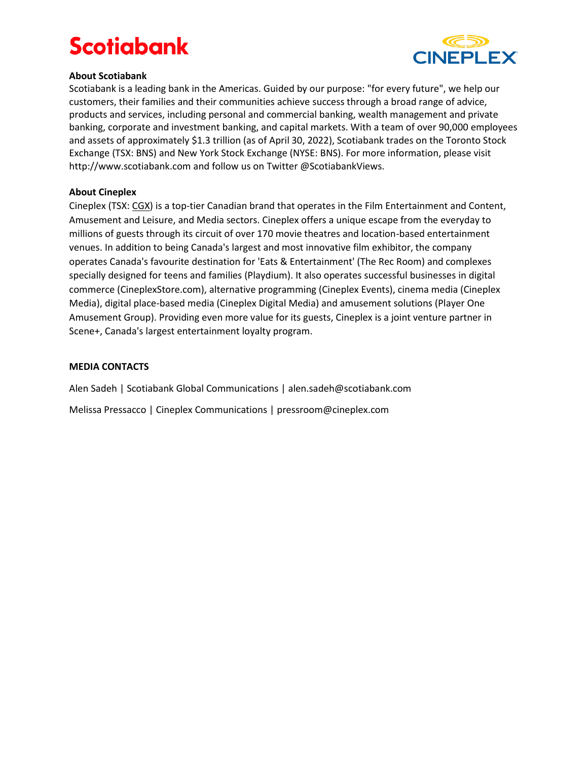**About Scotiabank**
Scotiabank is a leading bank in the Americas. Guided by our purpose: "for every future", we help our customers, their families and their communities achieve success through a broad range of advice, products and services, including personal and commercial banking, wealth management and private banking, corporate and investment banking, and capital markets. With a team of over 90,000 employees and assets of approximately $1.3 trillion (as of April 30, 2022), Scotiabank trades on the Toronto Stock Exchange (TSX: BNS) and New York Stock Exchange (NYSE: BNS). For more information, please visit http://www.scotiabank.com and follow us on Twitter @ScotiabankViews.

**About Cineplex**
Cineplex (TSX: CGX) is a top-tier Canadian brand that operates in the Film Entertainment and Content, Amusement and Leisure, and Media sectors. Cineplex offers a unique escape from the everyday to millions of guests through its circuit of over 170 movie theatres and location-based entertainment venues. In addition to being Canada's largest and most innovative film exhibitor, the company operates Canada's favourite destination for 'Eats & Entertainment' (The Rec Room) and complexes specially designed for teens and families (Playdium). It also operates successful businesses in digital commerce (CineplexStore.com), alternative programming (Cineplex Events), cinema media (Cineplex Media), digital place-based media (Cineplex Digital Media) and amusement solutions (Player One Amusement Group). Providing even more value for its guests, Cineplex is a joint venture partner in Scene+, Canada's largest entertainment loyalty program.

**MEDIA CONTACTS**

Alen Sadeh | Scotiabank Global Communications | alen.sadeh@scotiabank.com

Melissa Pressacco | Cineplex Communications | pressroom@cineplex.com